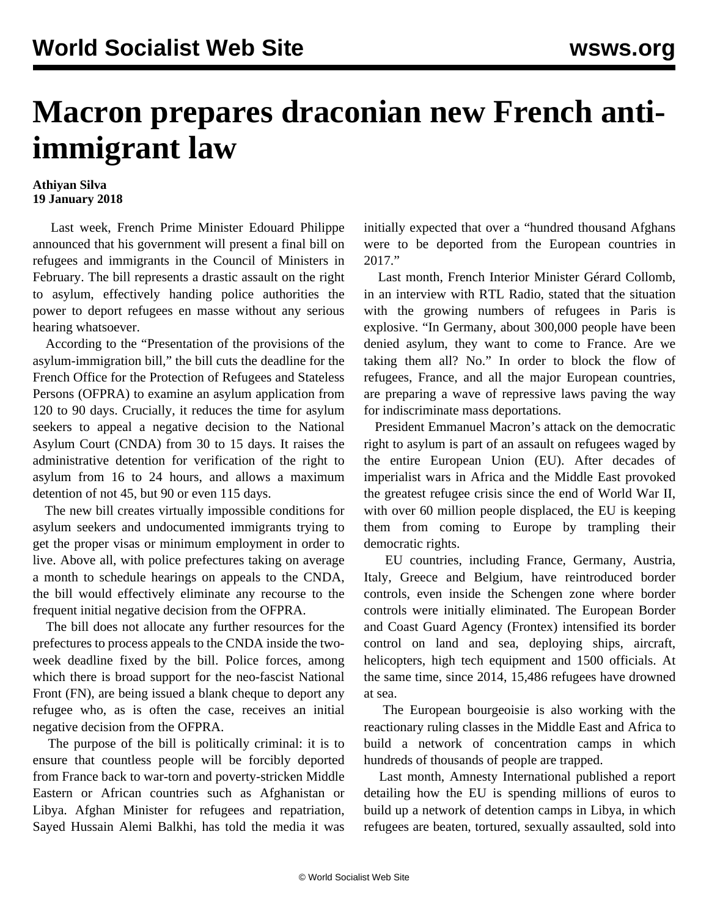# Macron prepares draconian new French anti-immigrant law

**Athiyan Silva**
**19 January 2018**

Last week, French Prime Minister Edouard Philippe announced that his government will present a final bill on refugees and immigrants in the Council of Ministers in February. The bill represents a drastic assault on the right to asylum, effectively handing police authorities the power to deport refugees en masse without any serious hearing whatsoever.

According to the "Presentation of the provisions of the asylum-immigration bill," the bill cuts the deadline for the French Office for the Protection of Refugees and Stateless Persons (OFPRA) to examine an asylum application from 120 to 90 days. Crucially, it reduces the time for asylum seekers to appeal a negative decision to the National Asylum Court (CNDA) from 30 to 15 days. It raises the administrative detention for verification of the right to asylum from 16 to 24 hours, and allows a maximum detention of not 45, but 90 or even 115 days.

The new bill creates virtually impossible conditions for asylum seekers and undocumented immigrants trying to get the proper visas or minimum employment in order to live. Above all, with police prefectures taking on average a month to schedule hearings on appeals to the CNDA, the bill would effectively eliminate any recourse to the frequent initial negative decision from the OFPRA.

The bill does not allocate any further resources for the prefectures to process appeals to the CNDA inside the two-week deadline fixed by the bill. Police forces, among which there is broad support for the neo-fascist National Front (FN), are being issued a blank cheque to deport any refugee who, as is often the case, receives an initial negative decision from the OFPRA.

The purpose of the bill is politically criminal: it is to ensure that countless people will be forcibly deported from France back to war-torn and poverty-stricken Middle Eastern or African countries such as Afghanistan or Libya. Afghan Minister for refugees and repatriation, Sayed Hussain Alemi Balkhi, has told the media it was initially expected that over a "hundred thousand Afghans were to be deported from the European countries in 2017."

Last month, French Interior Minister Gérard Collomb, in an interview with RTL Radio, stated that the situation with the growing numbers of refugees in Paris is explosive. "In Germany, about 300,000 people have been denied asylum, they want to come to France. Are we taking them all? No." In order to block the flow of refugees, France, and all the major European countries, are preparing a wave of repressive laws paving the way for indiscriminate mass deportations.

President Emmanuel Macron's attack on the democratic right to asylum is part of an assault on refugees waged by the entire European Union (EU). After decades of imperialist wars in Africa and the Middle East provoked the greatest refugee crisis since the end of World War II, with over 60 million people displaced, the EU is keeping them from coming to Europe by trampling their democratic rights.

EU countries, including France, Germany, Austria, Italy, Greece and Belgium, have reintroduced border controls, even inside the Schengen zone where border controls were initially eliminated. The European Border and Coast Guard Agency (Frontex) intensified its border control on land and sea, deploying ships, aircraft, helicopters, high tech equipment and 1500 officials. At the same time, since 2014, 15,486 refugees have drowned at sea.

The European bourgeoisie is also working with the reactionary ruling classes in the Middle East and Africa to build a network of concentration camps in which hundreds of thousands of people are trapped.

Last month, Amnesty International published a report detailing how the EU is spending millions of euros to build up a network of detention camps in Libya, in which refugees are beaten, tortured, sexually assaulted, sold into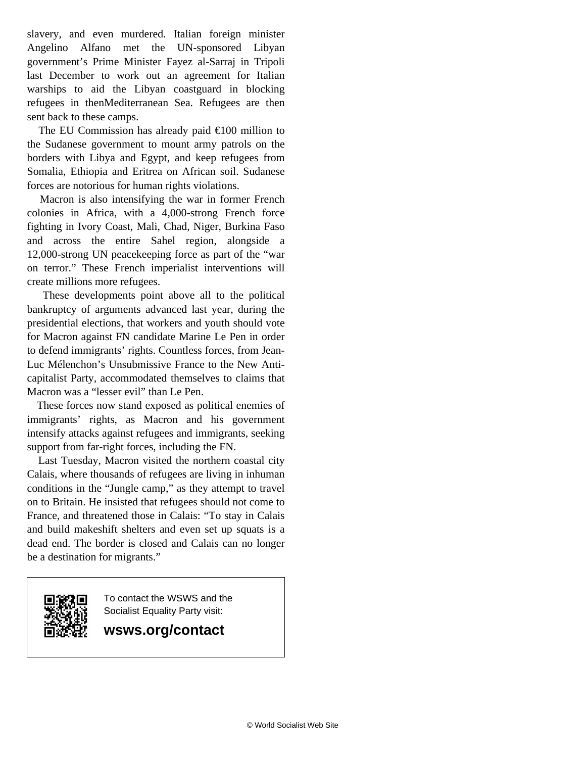slavery, and even murdered. Italian foreign minister Angelino Alfano met the UN-sponsored Libyan government's Prime Minister Fayez al-Sarraj in Tripoli last December to work out an agreement for Italian warships to aid the Libyan coastguard in blocking refugees in thenMediterranean Sea. Refugees are then sent back to these camps.

The EU Commission has already paid €100 million to the Sudanese government to mount army patrols on the borders with Libya and Egypt, and keep refugees from Somalia, Ethiopia and Eritrea on African soil. Sudanese forces are notorious for human rights violations.

Macron is also intensifying the war in former French colonies in Africa, with a 4,000-strong French force fighting in Ivory Coast, Mali, Chad, Niger, Burkina Faso and across the entire Sahel region, alongside a 12,000-strong UN peacekeeping force as part of the "war on terror." These French imperialist interventions will create millions more refugees.

These developments point above all to the political bankruptcy of arguments advanced last year, during the presidential elections, that workers and youth should vote for Macron against FN candidate Marine Le Pen in order to defend immigrants' rights. Countless forces, from Jean-Luc Mélenchon's Unsubmissive France to the New Anti-capitalist Party, accommodated themselves to claims that Macron was a "lesser evil" than Le Pen.

These forces now stand exposed as political enemies of immigrants' rights, as Macron and his government intensify attacks against refugees and immigrants, seeking support from far-right forces, including the FN.

Last Tuesday, Macron visited the northern coastal city Calais, where thousands of refugees are living in inhuman conditions in the "Jungle camp," as they attempt to travel on to Britain. He insisted that refugees should not come to France, and threatened those in Calais: "To stay in Calais and build makeshift shelters and even set up squats is a dead end. The border is closed and Calais can no longer be a destination for migrants."

To contact the WSWS and the Socialist Equality Party visit:

**wsws.org/contact**